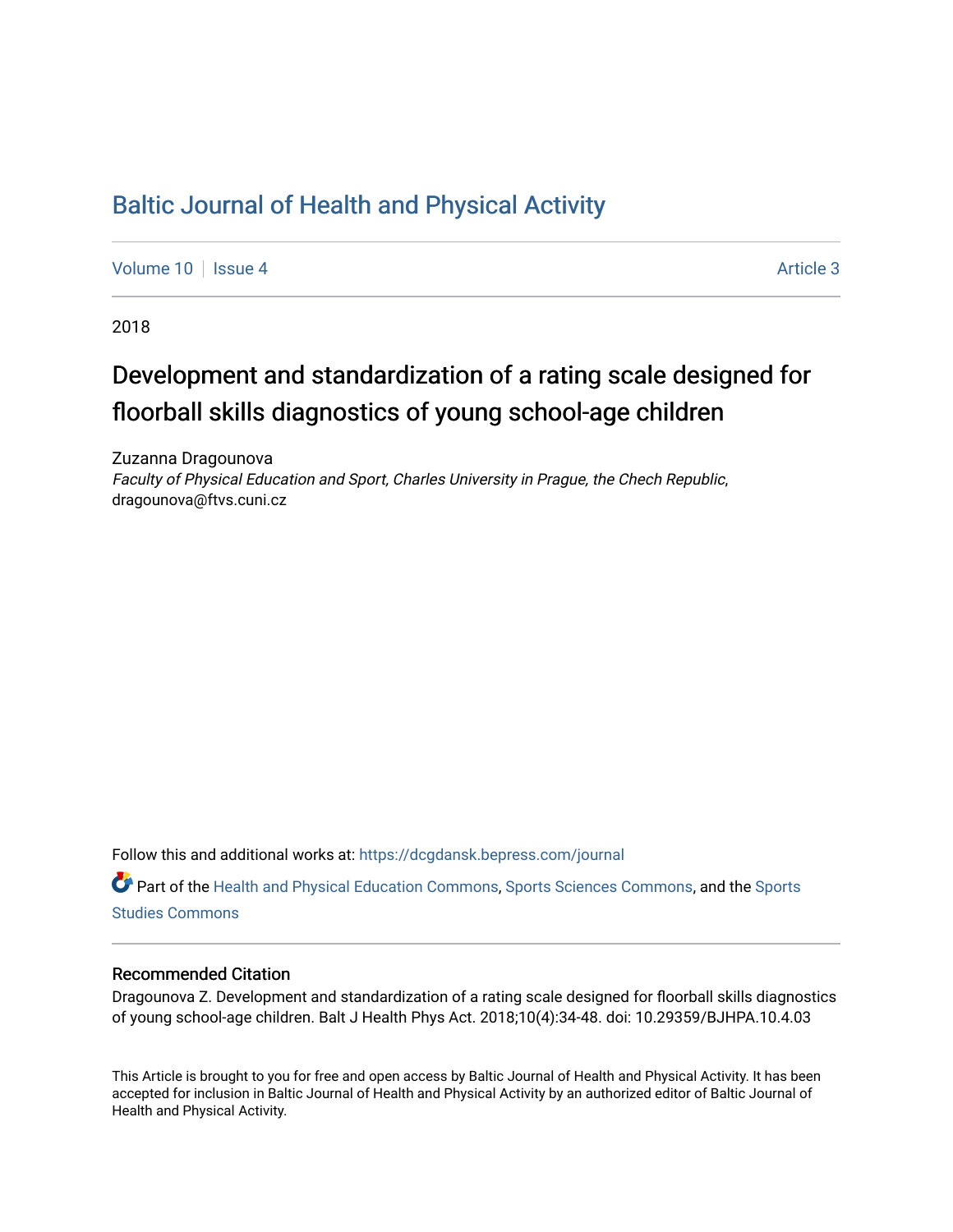# Baltic Journal of Health and Physical Activity

Volume 10 | Issue 4 | Article 3

2018

## Development and standardization of a rating scale designed for floorball skills diagnostics of young school-age children

Zuzanna Dragounova
*Faculty of Physical Education and Sport, Charles University in Prague, the Chech Republic*, dragounova@ftvs.cuni.cz

Follow this and additional works at: https://dcgdansk.bepress.com/journal

Part of the Health and Physical Education Commons, Sports Sciences Commons, and the Sports Studies Commons

### Recommended Citation

Dragounova Z. Development and standardization of a rating scale designed for floorball skills diagnostics of young school-age children. Balt J Health Phys Act. 2018;10(4):34-48. doi: 10.29359/BJHPA.10.4.03

This Article is brought to you for free and open access by Baltic Journal of Health and Physical Activity. It has been accepted for inclusion in Baltic Journal of Health and Physical Activity by an authorized editor of Baltic Journal of Health and Physical Activity.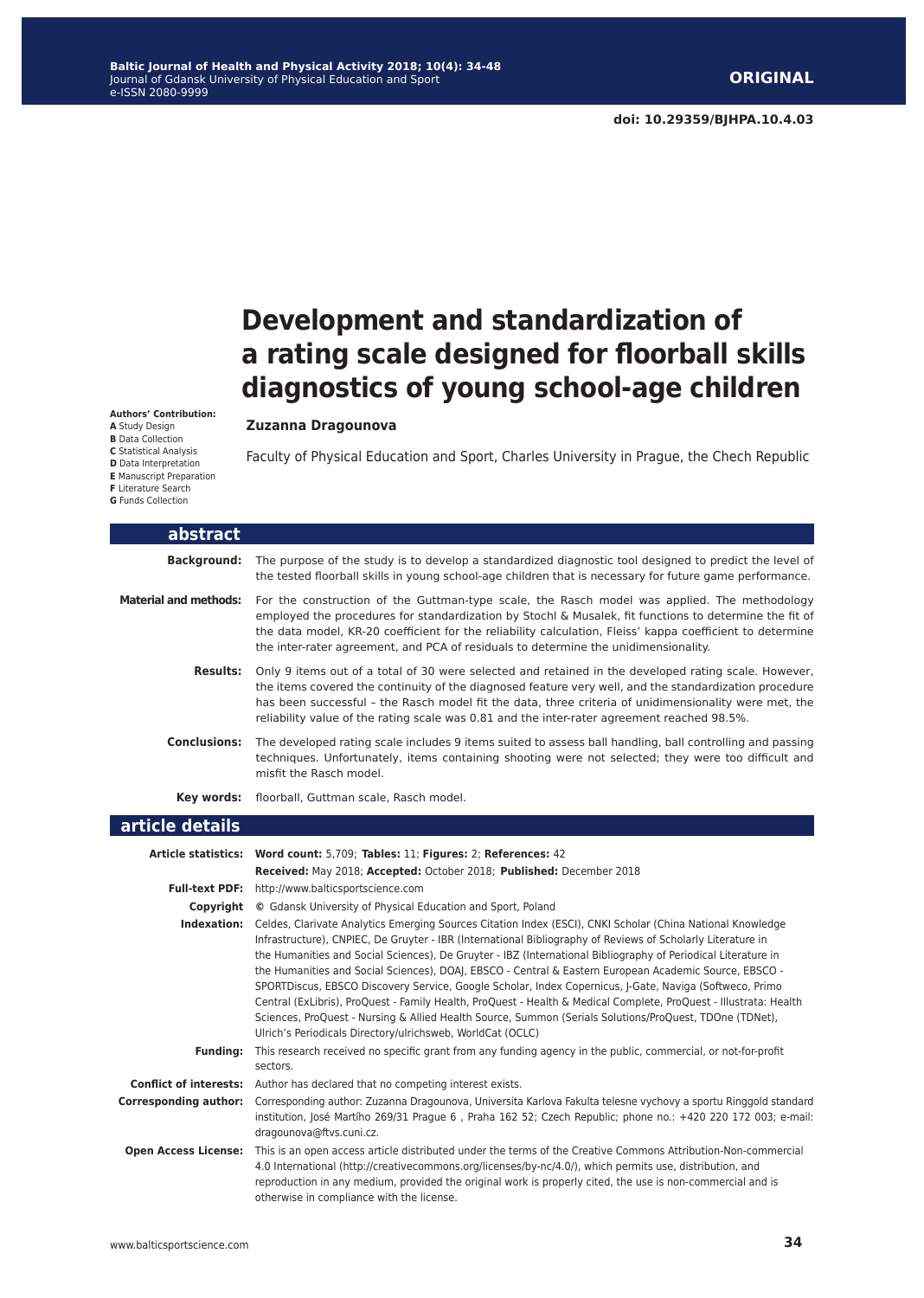**ORIGINAL**

**doi: 10.29359/BJHPA.10.4.03**

# Development and standardization of a rating scale designed for floorball skills diagnostics of young school-age children

**Authors' Contribution:**
**A** Study Design
**B** Data Collection
**C** Statistical Analysis
**D** Data Interpretation
**E** Manuscript Preparation
**F** Literature Search
**G** Funds Collection

**Zuzanna Dragounova**

Faculty of Physical Education and Sport, Charles University in Prague, the Chech Republic

## abstract

**Background:** The purpose of the study is to develop a standardized diagnostic tool designed to predict the level of the tested floorball skills in young school-age children that is necessary for future game performance.

**Material and methods:** For the construction of the Guttman-type scale, the Rasch model was applied. The methodology employed the procedures for standardization by Stochl & Musalek, fit functions to determine the fit of the data model, KR-20 coefficient for the reliability calculation, Fleiss' kappa coefficient to determine the inter-rater agreement, and PCA of residuals to determine the unidimensionality.

**Results:** Only 9 items out of a total of 30 were selected and retained in the developed rating scale. However, the items covered the continuity of the diagnosed feature very well, and the standardization procedure has been successful – the Rasch model fit the data, three criteria of unidimensionality were met, the reliability value of the rating scale was 0.81 and the inter-rater agreement reached 98.5%.

**Conclusions:** The developed rating scale includes 9 items suited to assess ball handling, ball controlling and passing techniques. Unfortunately, items containing shooting were not selected; they were too difficult and misfit the Rasch model.

**Key words:** floorball, Guttman scale, Rasch model.

## article details

**Article statistics:** **Word count:** 5,709; **Tables:** 11; **Figures:** 2; **References:** 42
**Received:** May 2018; **Accepted:** October 2018; **Published:** December 2018

**Full-text PDF:** http://www.balticsportscience.com

**Copyright** © Gdansk University of Physical Education and Sport, Poland

**Indexation:** Celdes, Clarivate Analytics Emerging Sources Citation Index (ESCI), CNKI Scholar (China National Knowledge Infrastructure), CNPIEC, De Gruyter - IBR (International Bibliography of Reviews of Scholarly Literature in the Humanities and Social Sciences), De Gruyter - IBZ (International Bibliography of Periodical Literature in the Humanities and Social Sciences), DOAJ, EBSCO - Central & Eastern European Academic Source, EBSCO - SPORTDiscus, EBSCO Discovery Service, Google Scholar, Index Copernicus, J-Gate, Naviga (Softweco, Primo Central (ExLibris), ProQuest - Family Health, ProQuest - Health & Medical Complete, ProQuest - Illustrata: Health Sciences, ProQuest - Nursing & Allied Health Source, Summon (Serials Solutions/ProQuest, TDOne (TDNet), Ulrich's Periodicals Directory/ulrichsweb, WorldCat (OCLC)

**Funding:** This research received no specific grant from any funding agency in the public, commercial, or not-for-profit sectors.

**Conflict of interests:** Author has declared that no competing interest exists.

**Corresponding author:** Corresponding author: Zuzanna Dragounova, Universita Karlova Fakulta telesne vychovy a sportu Ringgold standard institution, José Martího 269/31 Prague 6 , Praha 162 52; Czech Republic; phone no.: +420 220 172 003; e-mail: dragounova@ftvs.cuni.cz.

**Open Access License:** This is an open access article distributed under the terms of the Creative Commons Attribution-Non-commercial 4.0 International (http://creativecommons.org/licenses/by-nc/4.0/), which permits use, distribution, and reproduction in any medium, provided the original work is properly cited, the use is non-commercial and is otherwise in compliance with the license.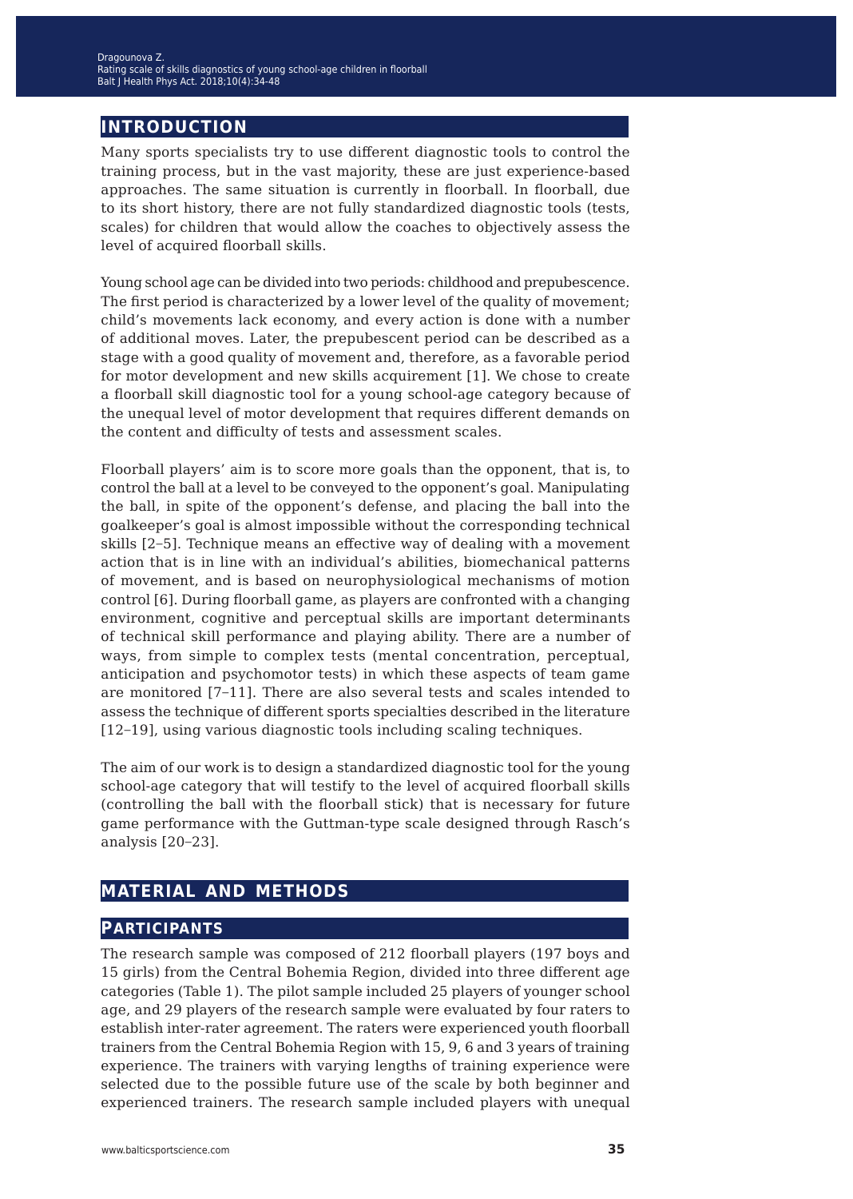## INTRODUCTION

Many sports specialists try to use different diagnostic tools to control the training process, but in the vast majority, these are just experience-based approaches. The same situation is currently in floorball. In floorball, due to its short history, there are not fully standardized diagnostic tools (tests, scales) for children that would allow the coaches to objectively assess the level of acquired floorball skills.

Young school age can be divided into two periods: childhood and prepubescence. The first period is characterized by a lower level of the quality of movement; child's movements lack economy, and every action is done with a number of additional moves. Later, the prepubescent period can be described as a stage with a good quality of movement and, therefore, as a favorable period for motor development and new skills acquirement [1]. We chose to create a floorball skill diagnostic tool for a young school-age category because of the unequal level of motor development that requires different demands on the content and difficulty of tests and assessment scales.

Floorball players' aim is to score more goals than the opponent, that is, to control the ball at a level to be conveyed to the opponent's goal. Manipulating the ball, in spite of the opponent's defense, and placing the ball into the goalkeeper's goal is almost impossible without the corresponding technical skills [2–5]. Technique means an effective way of dealing with a movement action that is in line with an individual's abilities, biomechanical patterns of movement, and is based on neurophysiological mechanisms of motion control [6]. During floorball game, as players are confronted with a changing environment, cognitive and perceptual skills are important determinants of technical skill performance and playing ability. There are a number of ways, from simple to complex tests (mental concentration, perceptual, anticipation and psychomotor tests) in which these aspects of team game are monitored [7–11]. There are also several tests and scales intended to assess the technique of different sports specialties described in the literature [12–19], using various diagnostic tools including scaling techniques.

The aim of our work is to design a standardized diagnostic tool for the young school-age category that will testify to the level of acquired floorball skills (controlling the ball with the floorball stick) that is necessary for future game performance with the Guttman-type scale designed through Rasch's analysis [20–23].

## MATERIAL AND METHODS

### PARTICIPANTS

The research sample was composed of 212 floorball players (197 boys and 15 girls) from the Central Bohemia Region, divided into three different age categories (Table 1). The pilot sample included 25 players of younger school age, and 29 players of the research sample were evaluated by four raters to establish inter-rater agreement. The raters were experienced youth floorball trainers from the Central Bohemia Region with 15, 9, 6 and 3 years of training experience. The trainers with varying lengths of training experience were selected due to the possible future use of the scale by both beginner and experienced trainers. The research sample included players with unequal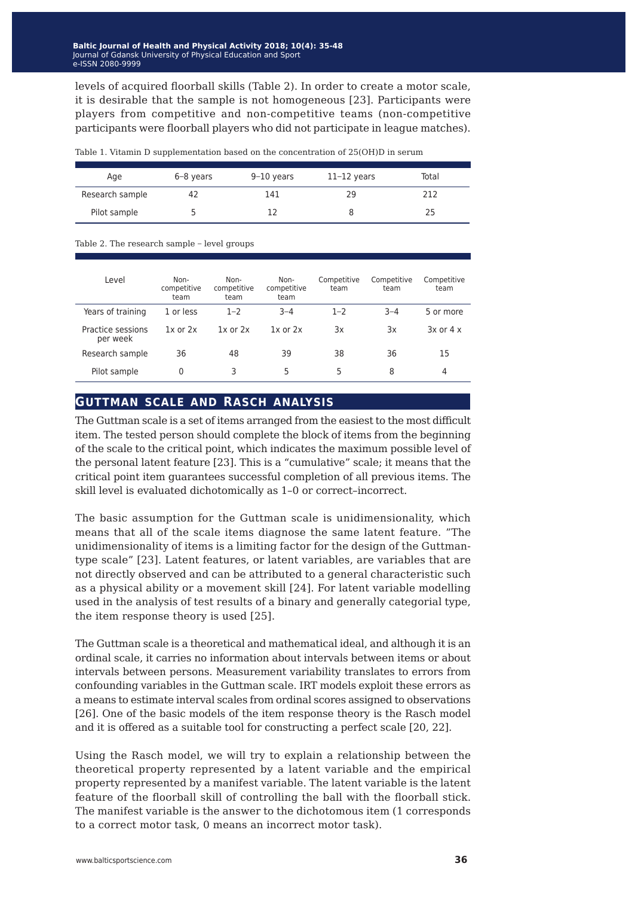levels of acquired floorball skills (Table 2). In order to create a motor scale, it is desirable that the sample is not homogeneous [23]. Participants were players from competitive and non-competitive teams (non-competitive participants were floorball players who did not participate in league matches).

Table 1. Vitamin D supplementation based on the concentration of 25(OH)D in serum

| Age | 6–8 years | 9–10 years | 11–12 years | Total |
|---|---|---|---|---|
| Research sample | 42 | 141 | 29 | 212 |
| Pilot sample | 5 | 12 | 8 | 25 |

Table 2. The research sample – level groups

| Level | Non-competitive team | Non-competitive team | Non-competitive team | Competitive team | Competitive team | Competitive team |
|---|---|---|---|---|---|---|
| Years of training | 1 or less | 1–2 | 3–4 | 1–2 | 3–4 | 5 or more |
| Practice sessions per week | 1x or 2x | 1x or 2x | 1x or 2x | 3x | 3x | 3x or 4 x |
| Research sample | 36 | 48 | 39 | 38 | 36 | 15 |
| Pilot sample | 0 | 3 | 5 | 5 | 8 | 4 |

## Guttman scale and Rasch analysis

The Guttman scale is a set of items arranged from the easiest to the most difficult item. The tested person should complete the block of items from the beginning of the scale to the critical point, which indicates the maximum possible level of the personal latent feature [23]. This is a "cumulative" scale; it means that the critical point item guarantees successful completion of all previous items. The skill level is evaluated dichotomically as 1–0 or correct–incorrect.

The basic assumption for the Guttman scale is unidimensionality, which means that all of the scale items diagnose the same latent feature. "The unidimensionality of items is a limiting factor for the design of the Guttman-type scale" [23]. Latent features, or latent variables, are variables that are not directly observed and can be attributed to a general characteristic such as a physical ability or a movement skill [24]. For latent variable modelling used in the analysis of test results of a binary and generally categorial type, the item response theory is used [25].

The Guttman scale is a theoretical and mathematical ideal, and although it is an ordinal scale, it carries no information about intervals between items or about intervals between persons. Measurement variability translates to errors from confounding variables in the Guttman scale. IRT models exploit these errors as a means to estimate interval scales from ordinal scores assigned to observations [26]. One of the basic models of the item response theory is the Rasch model and it is offered as a suitable tool for constructing a perfect scale [20, 22].

Using the Rasch model, we will try to explain a relationship between the theoretical property represented by a latent variable and the empirical property represented by a manifest variable. The latent variable is the latent feature of the floorball skill of controlling the ball with the floorball stick. The manifest variable is the answer to the dichotomous item (1 corresponds to a correct motor task, 0 means an incorrect motor task).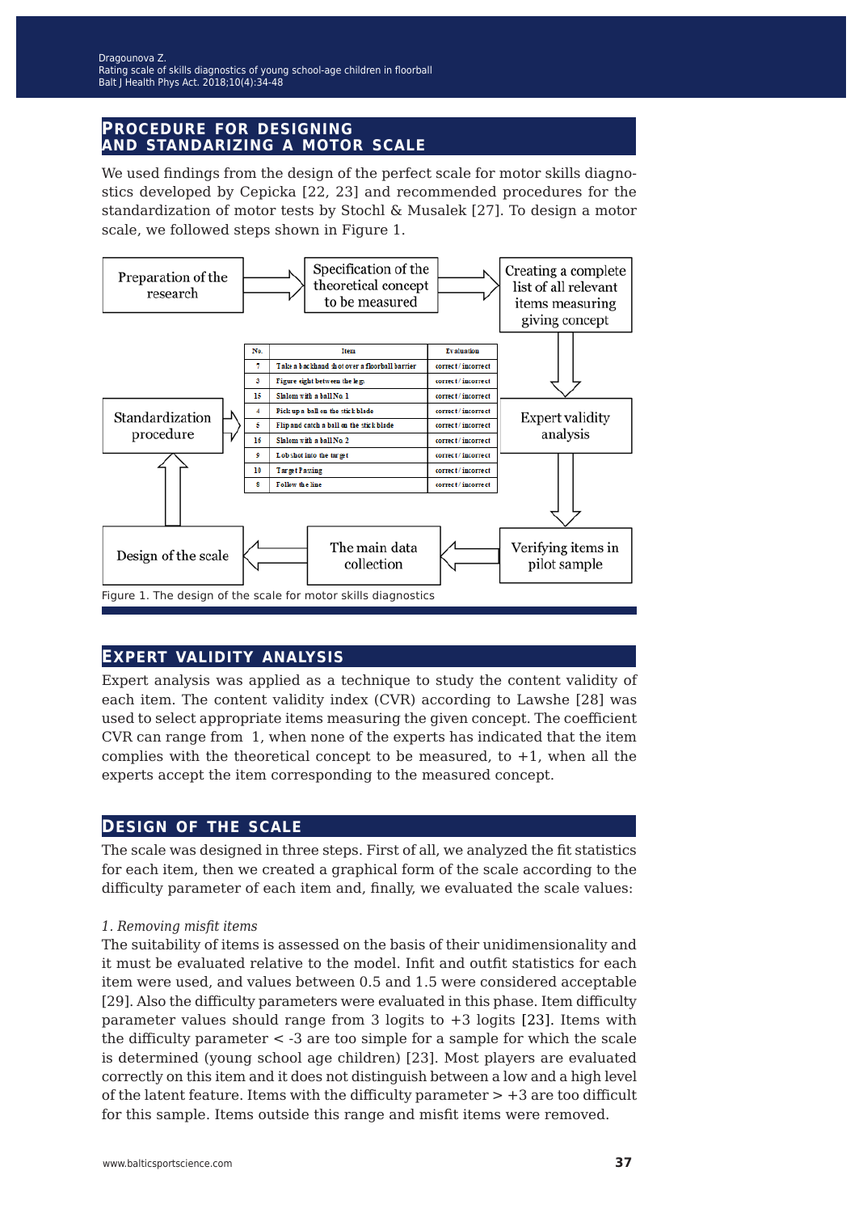## PROCEDURE FOR DESIGNING AND STANDARIZING A MOTOR SCALE

We used findings from the design of the perfect scale for motor skills diagnostics developed by Cepicka [22, 23] and recommended procedures for the standardization of motor tests by Stochl & Musalek [27]. To design a motor scale, we followed steps shown in Figure 1.

Preparation of the research → Specification of the theoretical concept to be measured → Creating a complete list of all relevant items measuring giving concept → Expert validity analysis → Verifying items in pilot sample → The main data collection → Design of the scale → Standardization procedure

| No. | Item | Evaluation |
|---|---|---|
| 7 | Take a backhand shot over a floorball barrier | correct / incorrect |
| 3 | Figure eight between the legs | correct / incorrect |
| 15 | Slalom with a ball No 1 | correct / incorrect |
| 4 | Pick up a ball on the stick blade | correct / incorrect |
| 5 | Flip and catch a ball on the stick blade | correct / incorrect |
| 16 | Slalom with a ball No 2 | correct / incorrect |
| 9 | Lob shot into the target | correct / incorrect |
| 10 | Target Passing | correct / incorrect |
| 8 | Follow the line | correct / incorrect |

Figure 1. The design of the scale for motor skills diagnostics

## EXPERT VALIDITY ANALYSIS

Expert analysis was applied as a technique to study the content validity of each item. The content validity index (CVR) according to Lawshe [28] was used to select appropriate items measuring the given concept. The coefficient CVR can range from 1, when none of the experts has indicated that the item complies with the theoretical concept to be measured, to +1, when all the experts accept the item corresponding to the measured concept.

## DESIGN OF THE SCALE

The scale was designed in three steps. First of all, we analyzed the fit statistics for each item, then we created a graphical form of the scale according to the difficulty parameter of each item and, finally, we evaluated the scale values:

*1. Removing misfit items*

The suitability of items is assessed on the basis of their unidimensionality and it must be evaluated relative to the model. Infit and outfit statistics for each item were used, and values between 0.5 and 1.5 were considered acceptable [29]. Also the difficulty parameters were evaluated in this phase. Item difficulty parameter values should range from 3 logits to +3 logits [23]. Items with the difficulty parameter < -3 are too simple for a sample for which the scale is determined (young school age children) [23]. Most players are evaluated correctly on this item and it does not distinguish between a low and a high level of the latent feature. Items with the difficulty parameter > +3 are too difficult for this sample. Items outside this range and misfit items were removed.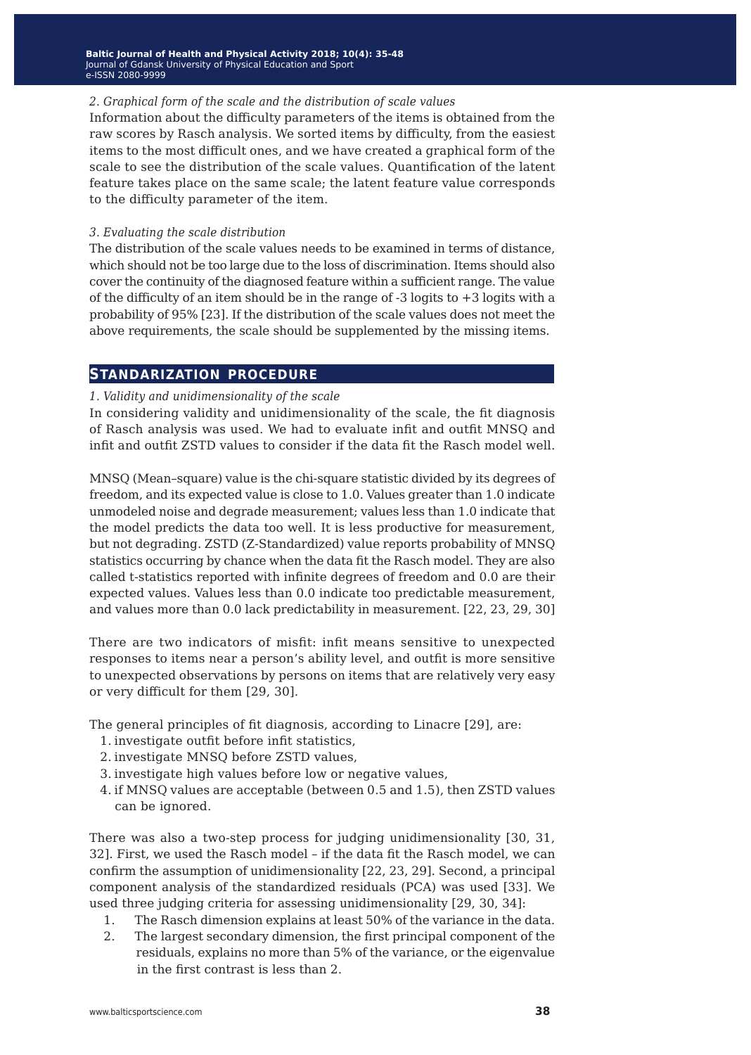*2. Graphical form of the scale and the distribution of scale values*

Information about the difficulty parameters of the items is obtained from the raw scores by Rasch analysis. We sorted items by difficulty, from the easiest items to the most difficult ones, and we have created a graphical form of the scale to see the distribution of the scale values. Quantification of the latent feature takes place on the same scale; the latent feature value corresponds to the difficulty parameter of the item.

*3. Evaluating the scale distribution*

The distribution of the scale values needs to be examined in terms of distance, which should not be too large due to the loss of discrimination. Items should also cover the continuity of the diagnosed feature within a sufficient range. The value of the difficulty of an item should be in the range of -3 logits to +3 logits with a probability of 95% [23]. If the distribution of the scale values does not meet the above requirements, the scale should be supplemented by the missing items.

## Standarization procedure

*1. Validity and unidimensionality of the scale*

In considering validity and unidimensionality of the scale, the fit diagnosis of Rasch analysis was used. We had to evaluate infit and outfit MNSQ and infit and outfit ZSTD values to consider if the data fit the Rasch model well.

MNSQ (Mean–square) value is the chi-square statistic divided by its degrees of freedom, and its expected value is close to 1.0. Values greater than 1.0 indicate unmodeled noise and degrade measurement; values less than 1.0 indicate that the model predicts the data too well. It is less productive for measurement, but not degrading. ZSTD (Z-Standardized) value reports probability of MNSQ statistics occurring by chance when the data fit the Rasch model. They are also called t-statistics reported with infinite degrees of freedom and 0.0 are their expected values. Values less than 0.0 indicate too predictable measurement, and values more than 0.0 lack predictability in measurement. [22, 23, 29, 30]

There are two indicators of misfit: infit means sensitive to unexpected responses to items near a person's ability level, and outfit is more sensitive to unexpected observations by persons on items that are relatively very easy or very difficult for them [29, 30].

The general principles of fit diagnosis, according to Linacre [29], are:

1. investigate outfit before infit statistics,
2. investigate MNSQ before ZSTD values,
3. investigate high values before low or negative values,
4. if MNSQ values are acceptable (between 0.5 and 1.5), then ZSTD values can be ignored.

There was also a two-step process for judging unidimensionality [30, 31, 32]. First, we used the Rasch model – if the data fit the Rasch model, we can confirm the assumption of unidimensionality [22, 23, 29]. Second, a principal component analysis of the standardized residuals (PCA) was used [33]. We used three judging criteria for assessing unidimensionality [29, 30, 34]:

1. The Rasch dimension explains at least 50% of the variance in the data.
2. The largest secondary dimension, the first principal component of the residuals, explains no more than 5% of the variance, or the eigenvalue in the first contrast is less than 2.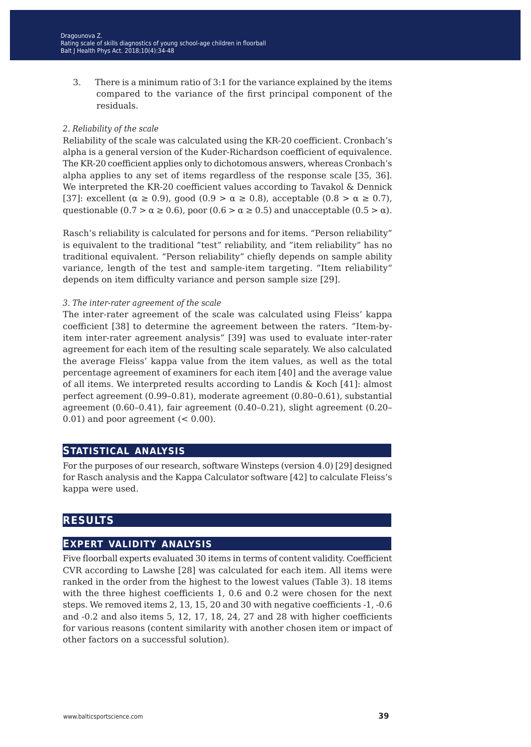3. There is a minimum ratio of 3:1 for the variance explained by the items compared to the variance of the first principal component of the residuals.

*2. Reliability of the scale*

Reliability of the scale was calculated using the KR-20 coefficient. Cronbach's alpha is a general version of the Kuder-Richardson coefficient of equivalence. The KR-20 coefficient applies only to dichotomous answers, whereas Cronbach's alpha applies to any set of items regardless of the response scale [35, 36]. We interpreted the KR-20 coefficient values according to Tavakol & Dennick [37]: excellent ($\alpha \geq 0.9$), good ($0.9 > \alpha \geq 0.8$), acceptable ($0.8 > \alpha \geq 0.7$), questionable ($0.7 > \alpha \geq 0.6$), poor ($0.6 > \alpha \geq 0.5$) and unacceptable ($0.5 > \alpha$).

Rasch's reliability is calculated for persons and for items. "Person reliability" is equivalent to the traditional "test" reliability, and "item reliability" has no traditional equivalent. "Person reliability" chiefly depends on sample ability variance, length of the test and sample-item targeting. "Item reliability" depends on item difficulty variance and person sample size [29].

*3. The inter-rater agreement of the scale*

The inter-rater agreement of the scale was calculated using Fleiss' kappa coefficient [38] to determine the agreement between the raters. "Item-by-item inter-rater agreement analysis" [39] was used to evaluate inter-rater agreement for each item of the resulting scale separately. We also calculated the average Fleiss' kappa value from the item values, as well as the total percentage agreement of examiners for each item [40] and the average value of all items. We interpreted results according to Landis & Koch [41]: almost perfect agreement (0.99–0.81), moderate agreement (0.80–0.61), substantial agreement (0.60–0.41), fair agreement (0.40–0.21), slight agreement (0.20–0.01) and poor agreement (< 0.00).

## Statistical analysis

For the purposes of our research, software Winsteps (version 4.0) [29] designed for Rasch analysis and the Kappa Calculator software [42] to calculate Fleiss's kappa were used.

# Results

## Expert validity analysis

Five floorball experts evaluated 30 items in terms of content validity. Coefficient CVR according to Lawshe [28] was calculated for each item. All items were ranked in the order from the highest to the lowest values (Table 3). 18 items with the three highest coefficients 1, 0.6 and 0.2 were chosen for the next steps. We removed items 2, 13, 15, 20 and 30 with negative coefficients -1, -0.6 and -0.2 and also items 5, 12, 17, 18, 24, 27 and 28 with higher coefficients for various reasons (content similarity with another chosen item or impact of other factors on a successful solution).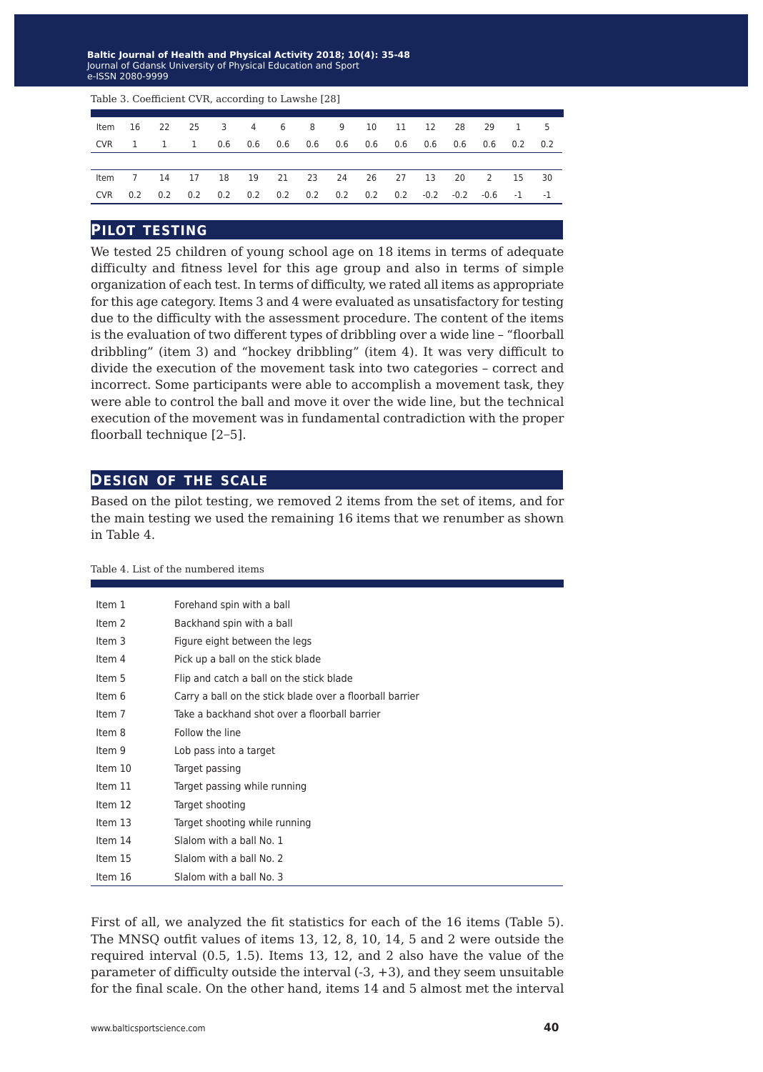Table 3. Coefficient CVR, according to Lawshe [28]

| Item | 16 | 22 | 25 | 3 | 4 | 6 | 8 | 9 | 10 | 11 | 12 | 28 | 29 | 1 | 5 |
|---|---|---|---|---|---|---|---|---|---|---|---|---|---|---|---|
| CVR | 1 | 1 | 1 | 0.6 | 0.6 | 0.6 | 0.6 | 0.6 | 0.6 | 0.6 | 0.6 | 0.6 | 0.6 | 0.2 | 0.2 |
| Item | 7 | 14 | 17 | 18 | 19 | 21 | 23 | 24 | 26 | 27 | 13 | 20 | 2 | 15 | 30 |
| CVR | 0.2 | 0.2 | 0.2 | 0.2 | 0.2 | 0.2 | 0.2 | 0.2 | 0.2 | 0.2 | -0.2 | -0.2 | -0.6 | -1 | -1 |

## Pilot testing

We tested 25 children of young school age on 18 items in terms of adequate difficulty and fitness level for this age group and also in terms of simple organization of each test. In terms of difficulty, we rated all items as appropriate for this age category. Items 3 and 4 were evaluated as unsatisfactory for testing due to the difficulty with the assessment procedure. The content of the items is the evaluation of two different types of dribbling over a wide line – "floorball dribbling" (item 3) and "hockey dribbling" (item 4). It was very difficult to divide the execution of the movement task into two categories – correct and incorrect. Some participants were able to accomplish a movement task, they were able to control the ball and move it over the wide line, but the technical execution of the movement was in fundamental contradiction with the proper floorball technique [2–5].

## Design of the scale

Based on the pilot testing, we removed 2 items from the set of items, and for the main testing we used the remaining 16 items that we renumber as shown in Table 4.

Table 4. List of the numbered items

| | |
|---|---|
| Item 1 | Forehand spin with a ball |
| Item 2 | Backhand spin with a ball |
| Item 3 | Figure eight between the legs |
| Item 4 | Pick up a ball on the stick blade |
| Item 5 | Flip and catch a ball on the stick blade |
| Item 6 | Carry a ball on the stick blade over a floorball barrier |
| Item 7 | Take a backhand shot over a floorball barrier |
| Item 8 | Follow the line |
| Item 9 | Lob pass into a target |
| Item 10 | Target passing |
| Item 11 | Target passing while running |
| Item 12 | Target shooting |
| Item 13 | Target shooting while running |
| Item 14 | Slalom with a ball No. 1 |
| Item 15 | Slalom with a ball No. 2 |
| Item 16 | Slalom with a ball No. 3 |

First of all, we analyzed the fit statistics for each of the 16 items (Table 5). The MNSQ outfit values of items 13, 12, 8, 10, 14, 5 and 2 were outside the required interval (0.5, 1.5). Items 13, 12, and 2 also have the value of the parameter of difficulty outside the interval (-3, +3), and they seem unsuitable for the final scale. On the other hand, items 14 and 5 almost met the interval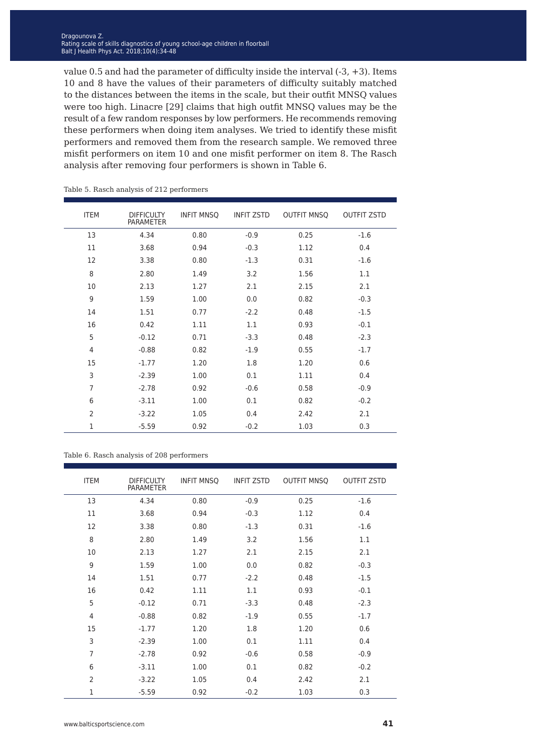value 0.5 and had the parameter of difficulty inside the interval (-3, +3). Items 10 and 8 have the values of their parameters of difficulty suitably matched to the distances between the items in the scale, but their outfit MNSQ values were too high. Linacre [29] claims that high outfit MNSQ values may be the result of a few random responses by low performers. He recommends removing these performers when doing item analyses. We tried to identify these misfit performers and removed them from the research sample. We removed three misfit performers on item 10 and one misfit performer on item 8. The Rasch analysis after removing four performers is shown in Table 6.

Table 5. Rasch analysis of 212 performers

| ITEM | DIFFICULTY PARAMETER | INFIT MNSQ | INFIT ZSTD | OUTFIT MNSQ | OUTFIT ZSTD |
|---|---|---|---|---|---|
| 13 | 4.34 | 0.80 | -0.9 | 0.25 | -1.6 |
| 11 | 3.68 | 0.94 | -0.3 | 1.12 | 0.4 |
| 12 | 3.38 | 0.80 | -1.3 | 0.31 | -1.6 |
| 8 | 2.80 | 1.49 | 3.2 | 1.56 | 1.1 |
| 10 | 2.13 | 1.27 | 2.1 | 2.15 | 2.1 |
| 9 | 1.59 | 1.00 | 0.0 | 0.82 | -0.3 |
| 14 | 1.51 | 0.77 | -2.2 | 0.48 | -1.5 |
| 16 | 0.42 | 1.11 | 1.1 | 0.93 | -0.1 |
| 5 | -0.12 | 0.71 | -3.3 | 0.48 | -2.3 |
| 4 | -0.88 | 0.82 | -1.9 | 0.55 | -1.7 |
| 15 | -1.77 | 1.20 | 1.8 | 1.20 | 0.6 |
| 3 | -2.39 | 1.00 | 0.1 | 1.11 | 0.4 |
| 7 | -2.78 | 0.92 | -0.6 | 0.58 | -0.9 |
| 6 | -3.11 | 1.00 | 0.1 | 0.82 | -0.2 |
| 2 | -3.22 | 1.05 | 0.4 | 2.42 | 2.1 |
| 1 | -5.59 | 0.92 | -0.2 | 1.03 | 0.3 |

Table 6. Rasch analysis of 208 performers

| ITEM | DIFFICULTY PARAMETER | INFIT MNSQ | INFIT ZSTD | OUTFIT MNSQ | OUTFIT ZSTD |
|---|---|---|---|---|---|
| 13 | 4.34 | 0.80 | -0.9 | 0.25 | -1.6 |
| 11 | 3.68 | 0.94 | -0.3 | 1.12 | 0.4 |
| 12 | 3.38 | 0.80 | -1.3 | 0.31 | -1.6 |
| 8 | 2.80 | 1.49 | 3.2 | 1.56 | 1.1 |
| 10 | 2.13 | 1.27 | 2.1 | 2.15 | 2.1 |
| 9 | 1.59 | 1.00 | 0.0 | 0.82 | -0.3 |
| 14 | 1.51 | 0.77 | -2.2 | 0.48 | -1.5 |
| 16 | 0.42 | 1.11 | 1.1 | 0.93 | -0.1 |
| 5 | -0.12 | 0.71 | -3.3 | 0.48 | -2.3 |
| 4 | -0.88 | 0.82 | -1.9 | 0.55 | -1.7 |
| 15 | -1.77 | 1.20 | 1.8 | 1.20 | 0.6 |
| 3 | -2.39 | 1.00 | 0.1 | 1.11 | 0.4 |
| 7 | -2.78 | 0.92 | -0.6 | 0.58 | -0.9 |
| 6 | -3.11 | 1.00 | 0.1 | 0.82 | -0.2 |
| 2 | -3.22 | 1.05 | 0.4 | 2.42 | 2.1 |
| 1 | -5.59 | 0.92 | -0.2 | 1.03 | 0.3 |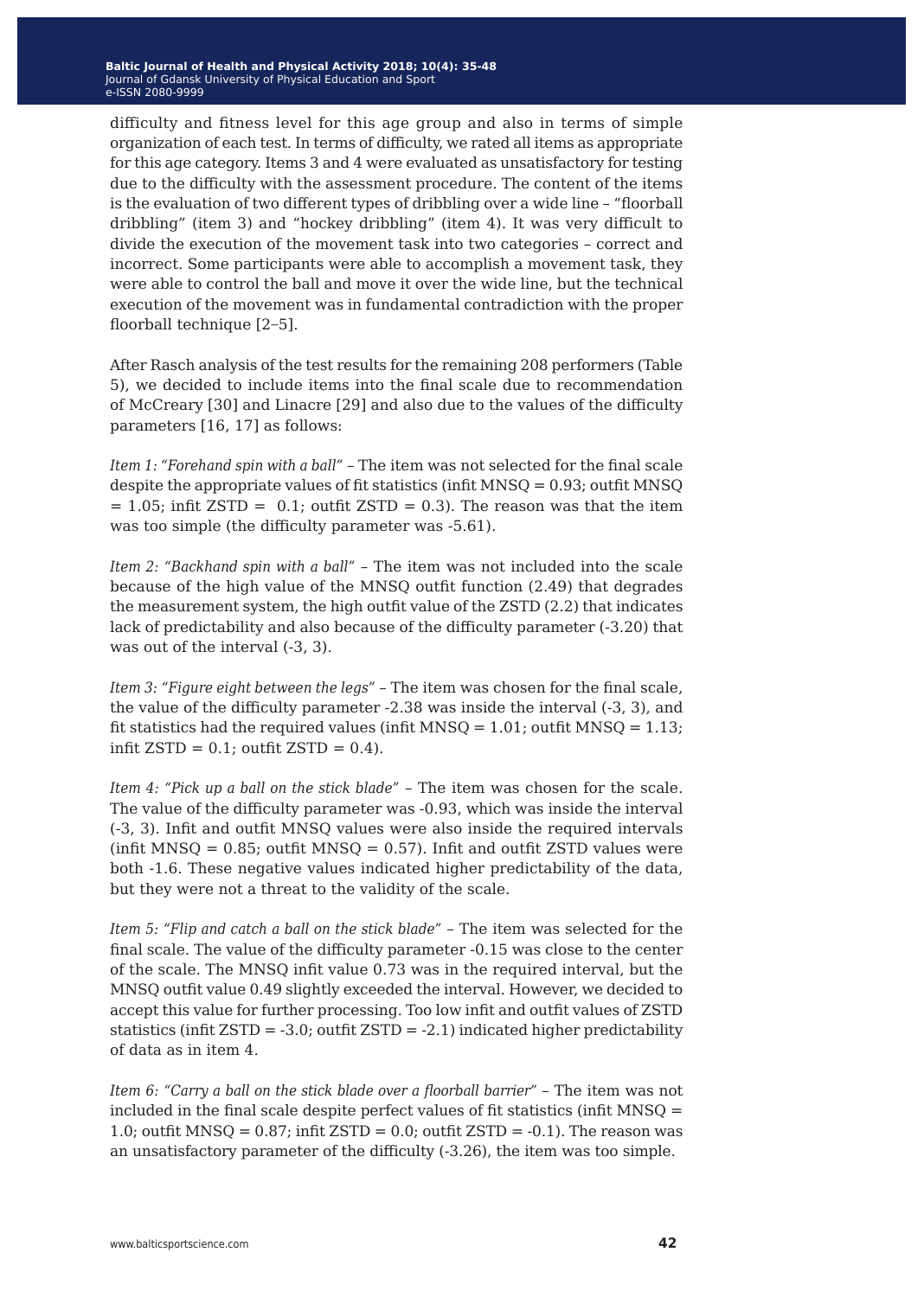difficulty and fitness level for this age group and also in terms of simple organization of each test. In terms of difficulty, we rated all items as appropriate for this age category. Items 3 and 4 were evaluated as unsatisfactory for testing due to the difficulty with the assessment procedure. The content of the items is the evaluation of two different types of dribbling over a wide line – "floorball dribbling" (item 3) and "hockey dribbling" (item 4). It was very difficult to divide the execution of the movement task into two categories – correct and incorrect. Some participants were able to accomplish a movement task, they were able to control the ball and move it over the wide line, but the technical execution of the movement was in fundamental contradiction with the proper floorball technique [2–5].

After Rasch analysis of the test results for the remaining 208 performers (Table 5), we decided to include items into the final scale due to recommendation of McCreary [30] and Linacre [29] and also due to the values of the difficulty parameters [16, 17] as follows:

*Item 1: "Forehand spin with a ball"* – The item was not selected for the final scale despite the appropriate values of fit statistics (infit MNSQ = 0.93; outfit MNSQ = 1.05; infit ZSTD = 0.1; outfit ZSTD = 0.3). The reason was that the item was too simple (the difficulty parameter was -5.61).

*Item 2: "Backhand spin with a ball"* – The item was not included into the scale because of the high value of the MNSQ outfit function (2.49) that degrades the measurement system, the high outfit value of the ZSTD (2.2) that indicates lack of predictability and also because of the difficulty parameter (-3.20) that was out of the interval (-3, 3).

*Item 3: "Figure eight between the legs"* – The item was chosen for the final scale, the value of the difficulty parameter -2.38 was inside the interval (-3, 3), and fit statistics had the required values (infit MNSQ = 1.01; outfit MNSQ = 1.13; infit ZSTD = 0.1; outfit ZSTD = 0.4).

*Item 4: "Pick up a ball on the stick blade"* – The item was chosen for the scale. The value of the difficulty parameter was -0.93, which was inside the interval (-3, 3). Infit and outfit MNSQ values were also inside the required intervals (infit MNSQ = 0.85; outfit MNSQ = 0.57). Infit and outfit ZSTD values were both -1.6. These negative values indicated higher predictability of the data, but they were not a threat to the validity of the scale.

*Item 5: "Flip and catch a ball on the stick blade"* – The item was selected for the final scale. The value of the difficulty parameter -0.15 was close to the center of the scale. The MNSQ infit value 0.73 was in the required interval, but the MNSQ outfit value 0.49 slightly exceeded the interval. However, we decided to accept this value for further processing. Too low infit and outfit values of ZSTD statistics (infit ZSTD = -3.0; outfit ZSTD = -2.1) indicated higher predictability of data as in item 4.

*Item 6: "Carry a ball on the stick blade over a floorball barrier"* – The item was not included in the final scale despite perfect values of fit statistics (infit MNSQ = 1.0; outfit MNSQ = 0.87; infit ZSTD = 0.0; outfit ZSTD = -0.1). The reason was an unsatisfactory parameter of the difficulty (-3.26), the item was too simple.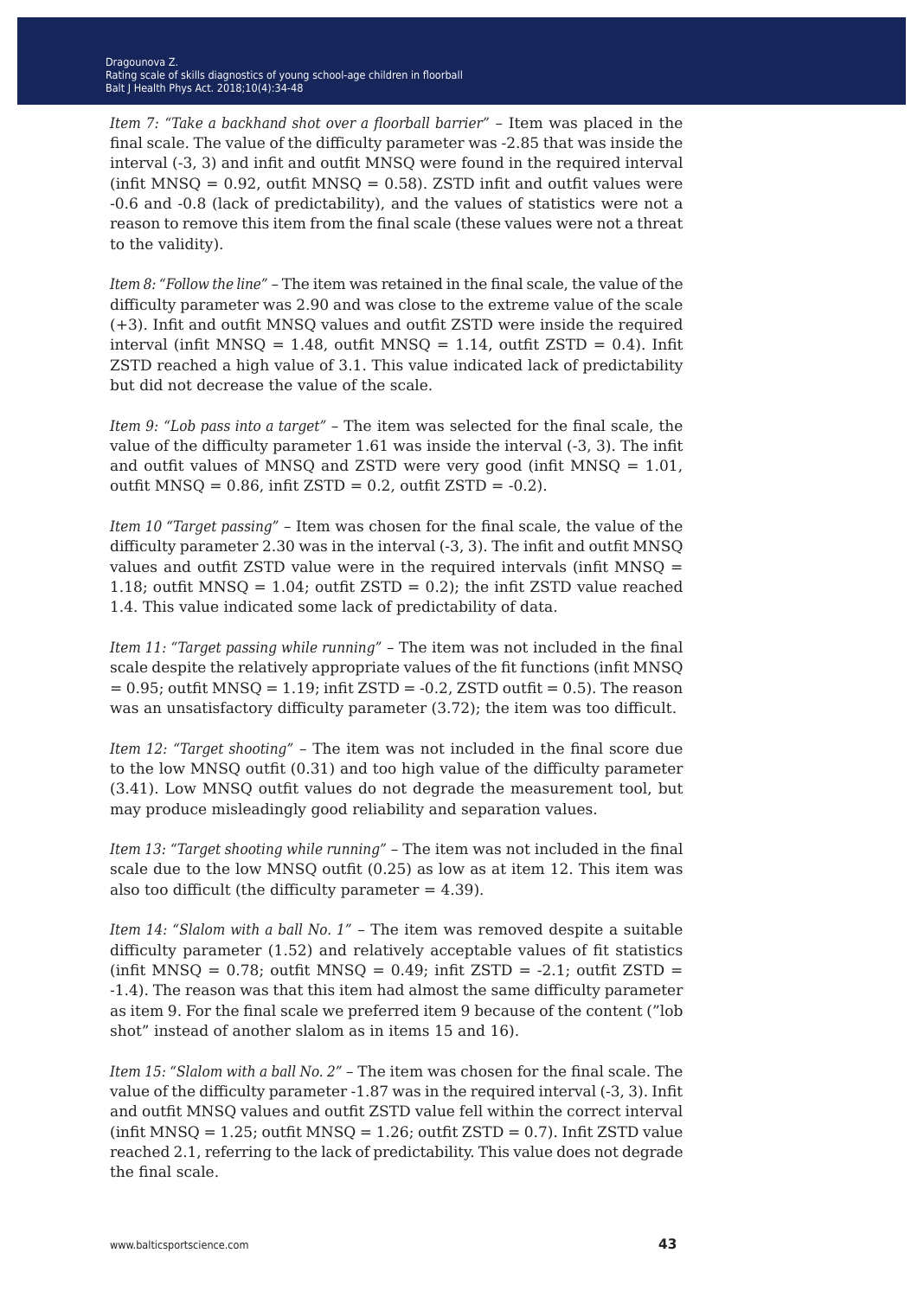*Item 7: "Take a backhand shot over a floorball barrier"* – Item was placed in the final scale. The value of the difficulty parameter was -2.85 that was inside the interval (-3, 3) and infit and outfit MNSQ were found in the required interval (infit MNSQ = 0.92, outfit MNSQ = 0.58). ZSTD infit and outfit values were -0.6 and -0.8 (lack of predictability), and the values of statistics were not a reason to remove this item from the final scale (these values were not a threat to the validity).

*Item 8: "Follow the line"* – The item was retained in the final scale, the value of the difficulty parameter was 2.90 and was close to the extreme value of the scale (+3). Infit and outfit MNSQ values and outfit ZSTD were inside the required interval (infit MNSQ = 1.48, outfit MNSQ = 1.14, outfit ZSTD = 0.4). Infit ZSTD reached a high value of 3.1. This value indicated lack of predictability but did not decrease the value of the scale.

*Item 9: "Lob pass into a target"* – The item was selected for the final scale, the value of the difficulty parameter 1.61 was inside the interval (-3, 3). The infit and outfit values of MNSQ and ZSTD were very good (infit MNSQ = 1.01, outfit MNSQ = 0.86, infit ZSTD = 0.2, outfit ZSTD = -0.2).

*Item 10 "Target passing"* – Item was chosen for the final scale, the value of the difficulty parameter 2.30 was in the interval (-3, 3). The infit and outfit MNSQ values and outfit ZSTD value were in the required intervals (infit MNSQ = 1.18; outfit MNSQ = 1.04; outfit ZSTD = 0.2); the infit ZSTD value reached 1.4. This value indicated some lack of predictability of data.

*Item 11: "Target passing while running"* – The item was not included in the final scale despite the relatively appropriate values of the fit functions (infit MNSQ = 0.95; outfit MNSQ = 1.19; infit ZSTD = -0.2, ZSTD outfit = 0.5). The reason was an unsatisfactory difficulty parameter (3.72); the item was too difficult.

*Item 12: "Target shooting"* – The item was not included in the final score due to the low MNSQ outfit (0.31) and too high value of the difficulty parameter (3.41). Low MNSQ outfit values do not degrade the measurement tool, but may produce misleadingly good reliability and separation values.

*Item 13: "Target shooting while running"* – The item was not included in the final scale due to the low MNSQ outfit (0.25) as low as at item 12. This item was also too difficult (the difficulty parameter = 4.39).

*Item 14: "Slalom with a ball No. 1"* – The item was removed despite a suitable difficulty parameter (1.52) and relatively acceptable values of fit statistics (infit MNSQ = 0.78; outfit MNSQ = 0.49; infit ZSTD = -2.1; outfit ZSTD = -1.4). The reason was that this item had almost the same difficulty parameter as item 9. For the final scale we preferred item 9 because of the content ("lob shot" instead of another slalom as in items 15 and 16).

*Item 15: "Slalom with a ball No. 2"* – The item was chosen for the final scale. The value of the difficulty parameter -1.87 was in the required interval (-3, 3). Infit and outfit MNSQ values and outfit ZSTD value fell within the correct interval (infit MNSQ = 1.25; outfit MNSQ = 1.26; outfit ZSTD = 0.7). Infit ZSTD value reached 2.1, referring to the lack of predictability. This value does not degrade the final scale.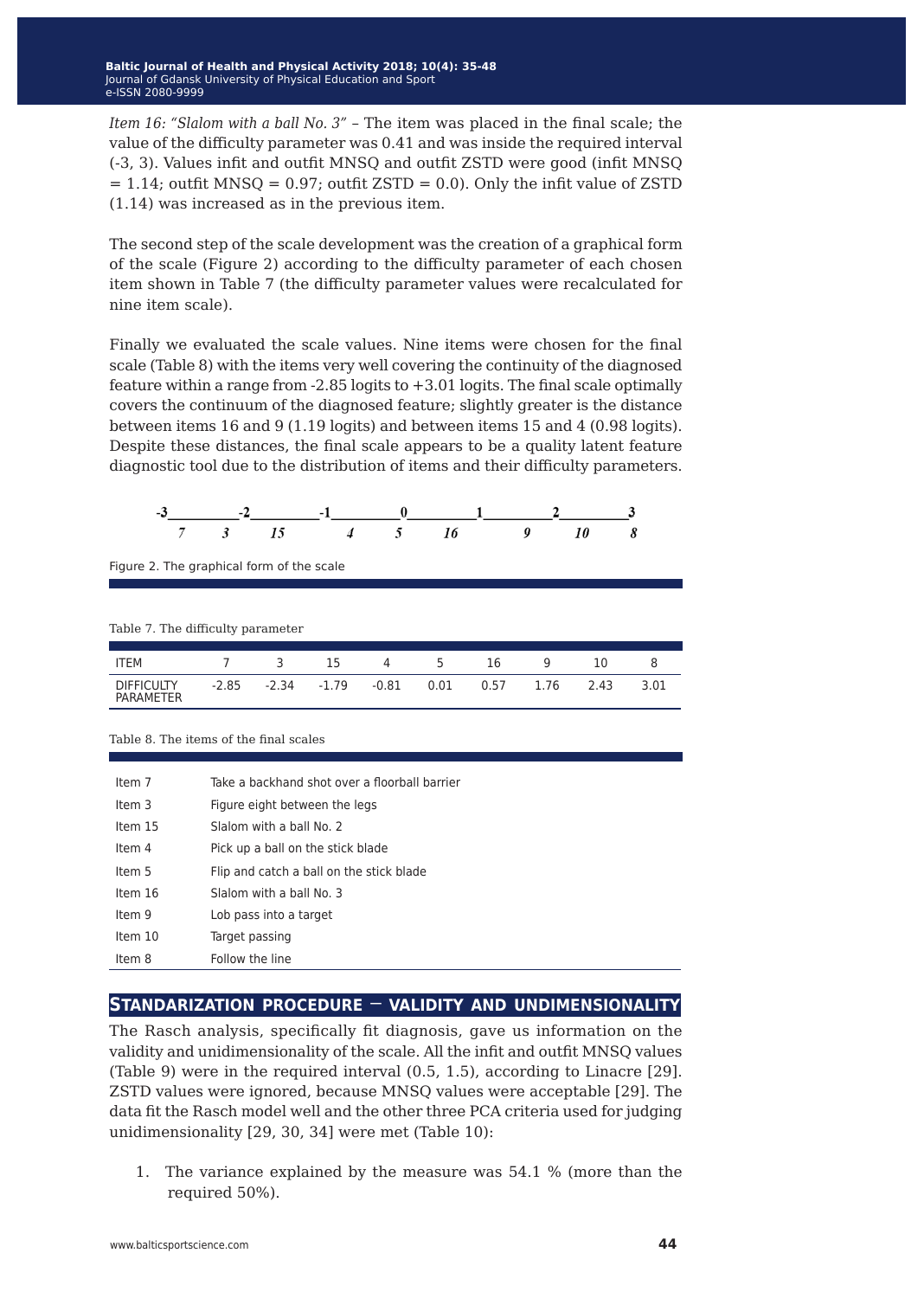*Item 16: "Slalom with a ball No. 3"* – The item was placed in the final scale; the value of the difficulty parameter was 0.41 and was inside the required interval (-3, 3). Values infit and outfit MNSQ and outfit ZSTD were good (infit MNSQ = 1.14; outfit MNSQ = 0.97; outfit ZSTD = 0.0). Only the infit value of ZSTD (1.14) was increased as in the previous item.

The second step of the scale development was the creation of a graphical form of the scale (Figure 2) according to the difficulty parameter of each chosen item shown in Table 7 (the difficulty parameter values were recalculated for nine item scale).

Finally we evaluated the scale values. Nine items were chosen for the final scale (Table 8) with the items very well covering the continuity of the diagnosed feature within a range from -2.85 logits to +3.01 logits. The final scale optimally covers the continuum of the diagnosed feature; slightly greater is the distance between items 16 and 9 (1.19 logits) and between items 15 and 4 (0.98 logits). Despite these distances, the final scale appears to be a quality latent feature diagnostic tool due to the distribution of items and their difficulty parameters.

```
-3_________-2_________-1_________0_________1_________2_________3
    7       3       15        4      5      16        9      10      8
```

Figure 2. The graphical form of the scale

Table 7. The difficulty parameter

| ITEM | 7 | 3 | 15 | 4 | 5 | 16 | 9 | 10 | 8 |
|---|---|---|---|---|---|---|---|---|---|
| DIFFICULTY PARAMETER | -2.85 | -2.34 | -1.79 | -0.81 | 0.01 | 0.57 | 1.76 | 2.43 | 3.01 |

Table 8. The items of the final scales

| | |
|---|---|
| Item 7 | Take a backhand shot over a floorball barrier |
| Item 3 | Figure eight between the legs |
| Item 15 | Slalom with a ball No. 2 |
| Item 4 | Pick up a ball on the stick blade |
| Item 5 | Flip and catch a ball on the stick blade |
| Item 16 | Slalom with a ball No. 3 |
| Item 9 | Lob pass into a target |
| Item 10 | Target passing |
| Item 8 | Follow the line |

## Standarization procedure – validity and undimensionality

The Rasch analysis, specifically fit diagnosis, gave us information on the validity and unidimensionality of the scale. All the infit and outfit MNSQ values (Table 9) were in the required interval (0.5, 1.5), according to Linacre [29]. ZSTD values were ignored, because MNSQ values were acceptable [29]. The data fit the Rasch model well and the other three PCA criteria used for judging unidimensionality [29, 30, 34] were met (Table 10):

1. The variance explained by the measure was 54.1 % (more than the required 50%).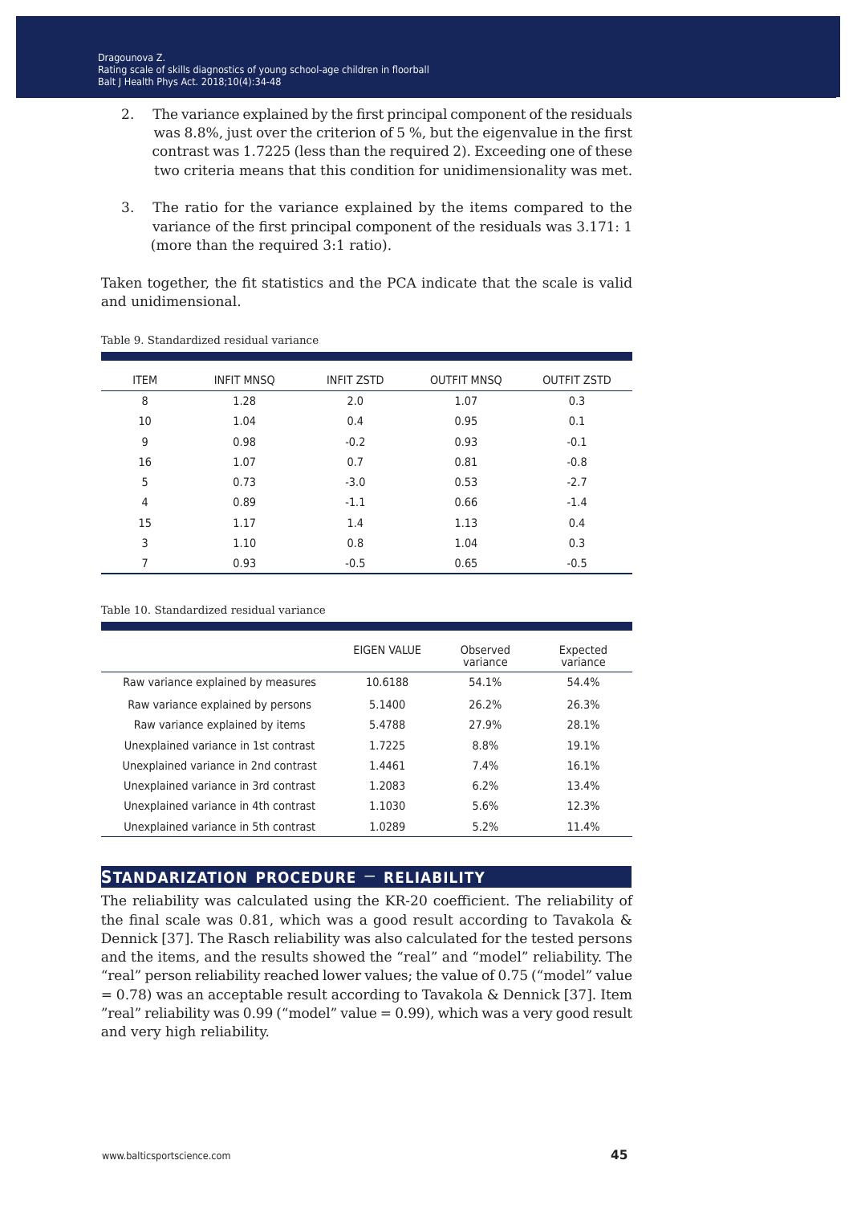2. The variance explained by the first principal component of the residuals was 8.8%, just over the criterion of 5 %, but the eigenvalue in the first contrast was 1.7225 (less than the required 2). Exceeding one of these two criteria means that this condition for unidimensionality was met.

3. The ratio for the variance explained by the items compared to the variance of the first principal component of the residuals was 3.171: 1 (more than the required 3:1 ratio).

Taken together, the fit statistics and the PCA indicate that the scale is valid and unidimensional.

Table 9. Standardized residual variance

| ITEM | INFIT MNSQ | INFIT ZSTD | OUTFIT MNSQ | OUTFIT ZSTD |
|---|---|---|---|---|
| 8 | 1.28 | 2.0 | 1.07 | 0.3 |
| 10 | 1.04 | 0.4 | 0.95 | 0.1 |
| 9 | 0.98 | -0.2 | 0.93 | -0.1 |
| 16 | 1.07 | 0.7 | 0.81 | -0.8 |
| 5 | 0.73 | -3.0 | 0.53 | -2.7 |
| 4 | 0.89 | -1.1 | 0.66 | -1.4 |
| 15 | 1.17 | 1.4 | 1.13 | 0.4 |
| 3 | 1.10 | 0.8 | 1.04 | 0.3 |
| 7 | 0.93 | -0.5 | 0.65 | -0.5 |

Table 10. Standardized residual variance

| | EIGEN VALUE | Observed variance | Expected variance |
|---|---|---|---|
| Raw variance explained by measures | 10.6188 | 54.1% | 54.4% |
| Raw variance explained by persons | 5.1400 | 26.2% | 26.3% |
| Raw variance explained by items | 5.4788 | 27.9% | 28.1% |
| Unexplained variance in 1st contrast | 1.7225 | 8.8% | 19.1% |
| Unexplained variance in 2nd contrast | 1.4461 | 7.4% | 16.1% |
| Unexplained variance in 3rd contrast | 1.2083 | 6.2% | 13.4% |
| Unexplained variance in 4th contrast | 1.1030 | 5.6% | 12.3% |
| Unexplained variance in 5th contrast | 1.0289 | 5.2% | 11.4% |

## Standarization procedure – reliability

The reliability was calculated using the KR-20 coefficient. The reliability of the final scale was 0.81, which was a good result according to Tavakola & Dennick [37]. The Rasch reliability was also calculated for the tested persons and the items, and the results showed the "real" and "model" reliability. The "real" person reliability reached lower values; the value of 0.75 ("model" value = 0.78) was an acceptable result according to Tavakola & Dennick [37]. Item "real" reliability was 0.99 ("model" value = 0.99), which was a very good result and very high reliability.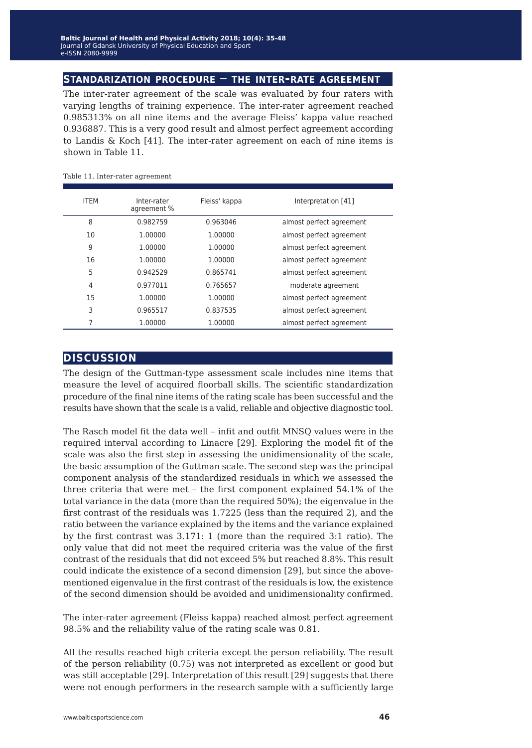## STANDARIZATION PROCEDURE – THE INTER-RATE AGREEMENT

The inter-rater agreement of the scale was evaluated by four raters with varying lengths of training experience. The inter-rater agreement reached 0.985313% on all nine items and the average Fleiss' kappa value reached 0.936887. This is a very good result and almost perfect agreement according to Landis & Koch [41]. The inter-rater agreement on each of nine items is shown in Table 11.

Table 11. Inter-rater agreement

| ITEM | Inter-rater agreement % | Fleiss' kappa | Interpretation [41] |
|---|---|---|---|
| 8 | 0.982759 | 0.963046 | almost perfect agreement |
| 10 | 1.00000 | 1.00000 | almost perfect agreement |
| 9 | 1.00000 | 1.00000 | almost perfect agreement |
| 16 | 1.00000 | 1.00000 | almost perfect agreement |
| 5 | 0.942529 | 0.865741 | almost perfect agreement |
| 4 | 0.977011 | 0.765657 | moderate agreement |
| 15 | 1.00000 | 1.00000 | almost perfect agreement |
| 3 | 0.965517 | 0.837535 | almost perfect agreement |
| 7 | 1.00000 | 1.00000 | almost perfect agreement |

## DISCUSSION

The design of the Guttman-type assessment scale includes nine items that measure the level of acquired floorball skills. The scientific standardization procedure of the final nine items of the rating scale has been successful and the results have shown that the scale is a valid, reliable and objective diagnostic tool.

The Rasch model fit the data well – infit and outfit MNSQ values were in the required interval according to Linacre [29]. Exploring the model fit of the scale was also the first step in assessing the unidimensionality of the scale, the basic assumption of the Guttman scale. The second step was the principal component analysis of the standardized residuals in which we assessed the three criteria that were met – the first component explained 54.1% of the total variance in the data (more than the required 50%); the eigenvalue in the first contrast of the residuals was 1.7225 (less than the required 2), and the ratio between the variance explained by the items and the variance explained by the first contrast was 3.171: 1 (more than the required 3:1 ratio). The only value that did not meet the required criteria was the value of the first contrast of the residuals that did not exceed 5% but reached 8.8%. This result could indicate the existence of a second dimension [29], but since the above-mentioned eigenvalue in the first contrast of the residuals is low, the existence of the second dimension should be avoided and unidimensionality confirmed.

The inter-rater agreement (Fleiss kappa) reached almost perfect agreement 98.5% and the reliability value of the rating scale was 0.81.

All the results reached high criteria except the person reliability. The result of the person reliability (0.75) was not interpreted as excellent or good but was still acceptable [29]. Interpretation of this result [29] suggests that there were not enough performers in the research sample with a sufficiently large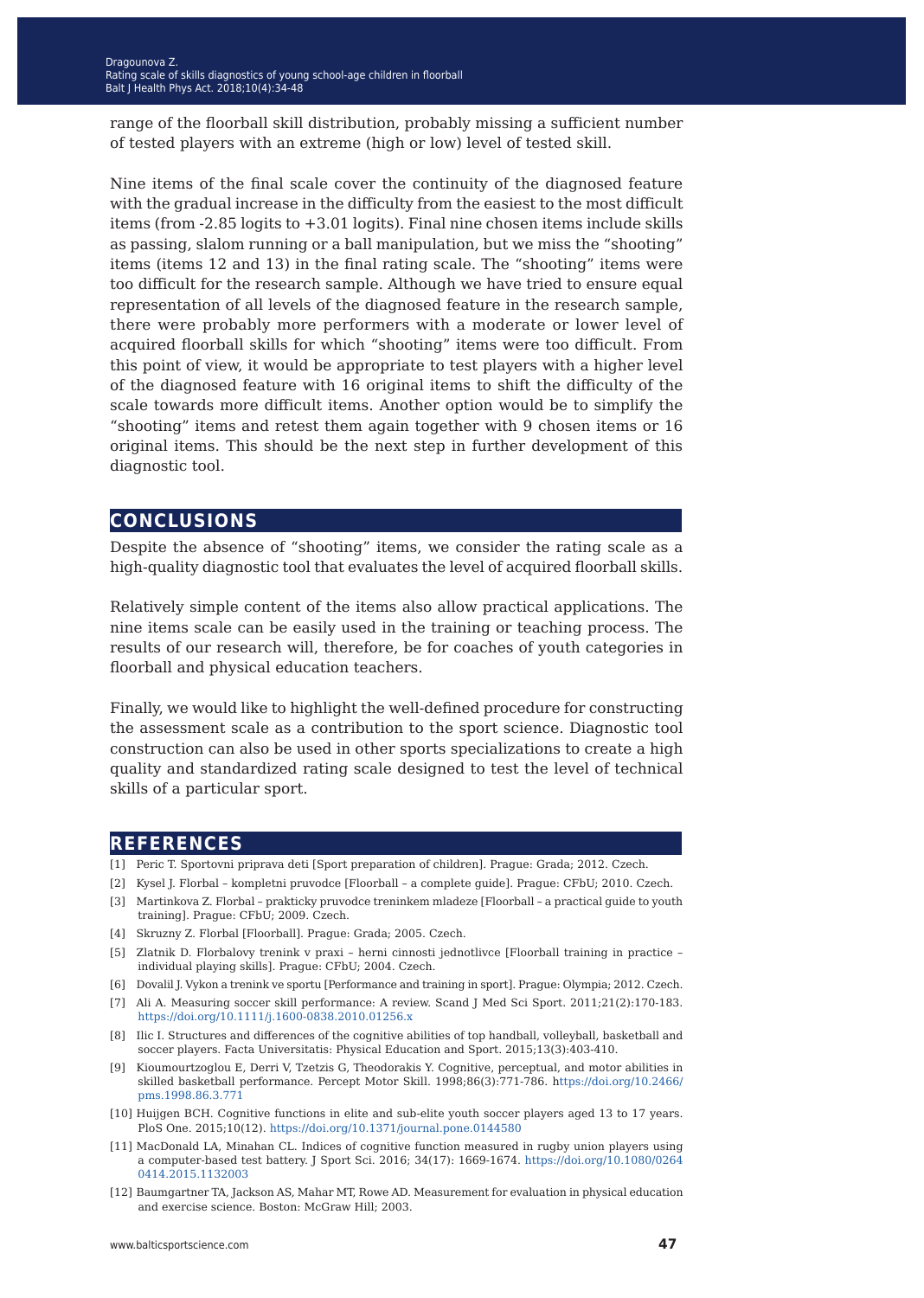range of the floorball skill distribution, probably missing a sufficient number of tested players with an extreme (high or low) level of tested skill.

Nine items of the final scale cover the continuity of the diagnosed feature with the gradual increase in the difficulty from the easiest to the most difficult items (from -2.85 logits to +3.01 logits). Final nine chosen items include skills as passing, slalom running or a ball manipulation, but we miss the "shooting" items (items 12 and 13) in the final rating scale. The "shooting" items were too difficult for the research sample. Although we have tried to ensure equal representation of all levels of the diagnosed feature in the research sample, there were probably more performers with a moderate or lower level of acquired floorball skills for which "shooting" items were too difficult. From this point of view, it would be appropriate to test players with a higher level of the diagnosed feature with 16 original items to shift the difficulty of the scale towards more difficult items. Another option would be to simplify the "shooting" items and retest them again together with 9 chosen items or 16 original items. This should be the next step in further development of this diagnostic tool.

## CONCLUSIONS

Despite the absence of "shooting" items, we consider the rating scale as a high-quality diagnostic tool that evaluates the level of acquired floorball skills.

Relatively simple content of the items also allow practical applications. The nine items scale can be easily used in the training or teaching process. The results of our research will, therefore, be for coaches of youth categories in floorball and physical education teachers.

Finally, we would like to highlight the well-defined procedure for constructing the assessment scale as a contribution to the sport science. Diagnostic tool construction can also be used in other sports specializations to create a high quality and standardized rating scale designed to test the level of technical skills of a particular sport.

## REFERENCES

[1] Peric T. Sportovni priprava deti [Sport preparation of children]. Prague: Grada; 2012. Czech.

[2] Kysel J. Florbal – kompletni pruvodce [Floorball – a complete guide]. Prague: CFbU; 2010. Czech.

[3] Martinkova Z. Florbal – prakticky pruvodce treninkem mladeze [Floorball – a practical guide to youth training]. Prague: CFbU; 2009. Czech.

[4] Skruzny Z. Florbal [Floorball]. Prague: Grada; 2005. Czech.

[5] Zlatnik D. Florbalovy trenink v praxi – herni cinnosti jednotlivce [Floorball training in practice – individual playing skills]. Prague: CFbU; 2004. Czech.

[6] Dovalil J. Vykon a trenink ve sportu [Performance and training in sport]. Prague: Olympia; 2012. Czech.

[7] Ali A. Measuring soccer skill performance: A review. Scand J Med Sci Sport. 2011;21(2):170-183. https://doi.org/10.1111/j.1600-0838.2010.01256.x

[8] Ilic I. Structures and differences of the cognitive abilities of top handball, volleyball, basketball and soccer players. Facta Universitatis: Physical Education and Sport. 2015;13(3):403-410.

[9] Kioumourtzoglou E, Derri V, Tzetzis G, Theodorakis Y. Cognitive, perceptual, and motor abilities in skilled basketball performance. Percept Motor Skill. 1998;86(3):771-786. https://doi.org/10.2466/pms.1998.86.3.771

[10] Huijgen BCH. Cognitive functions in elite and sub-elite youth soccer players aged 13 to 17 years. PloS One. 2015;10(12). https://doi.org/10.1371/journal.pone.0144580

[11] MacDonald LA, Minahan CL. Indices of cognitive function measured in rugby union players using a computer-based test battery. J Sport Sci. 2016; 34(17): 1669-1674. https://doi.org/10.1080/02640414.2015.1132003

[12] Baumgartner TA, Jackson AS, Mahar MT, Rowe AD. Measurement for evaluation in physical education and exercise science. Boston: McGraw Hill; 2003.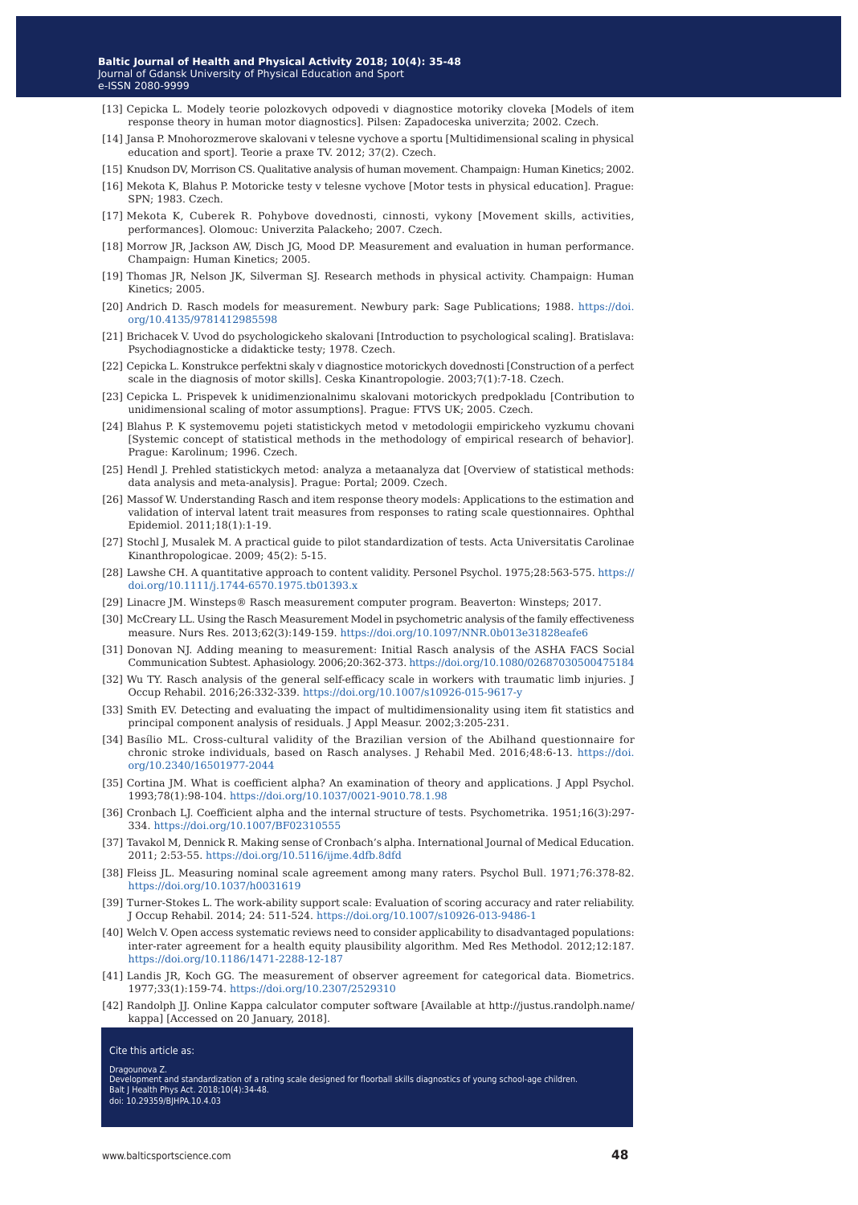[13] Cepicka L. Modely teorie polozkovych odpovedi v diagnostice motoriky cloveka [Models of item response theory in human motor diagnostics]. Pilsen: Zapadoceska univerzita; 2002. Czech.

[14] Jansa P. Mnohorozmerove skalovani v telesne vychove a sportu [Multidimensional scaling in physical education and sport]. Teorie a praxe TV. 2012; 37(2). Czech.

[15] Knudson DV, Morrison CS. Qualitative analysis of human movement. Champaign: Human Kinetics; 2002.

[16] Mekota K, Blahus P. Motoricke testy v telesne vychove [Motor tests in physical education]. Prague: SPN; 1983. Czech.

[17] Mekota K, Cuberek R. Pohybove dovednosti, cinnosti, vykony [Movement skills, activities, performances]. Olomouc: Univerzita Palackeho; 2007. Czech.

[18] Morrow JR, Jackson AW, Disch JG, Mood DP. Measurement and evaluation in human performance. Champaign: Human Kinetics; 2005.

[19] Thomas JR, Nelson JK, Silverman SJ. Research methods in physical activity. Champaign: Human Kinetics; 2005.

[20] Andrich D. Rasch models for measurement. Newbury park: Sage Publications; 1988. https://doi.org/10.4135/9781412985598

[21] Brichacek V. Uvod do psychologickeho skalovani [Introduction to psychological scaling]. Bratislava: Psychodiagnosticke a didakticke testy; 1978. Czech.

[22] Cepicka L. Konstrukce perfektni skaly v diagnostice motorickych dovednosti [Construction of a perfect scale in the diagnosis of motor skills]. Ceska Kinantropologie. 2003;7(1):7-18. Czech.

[23] Cepicka L. Prispevek k unidimenzionalnimu skalovani motorickych predpokladu [Contribution to unidimensional scaling of motor assumptions]. Prague: FTVS UK; 2005. Czech.

[24] Blahus P. K systemovemu pojeti statistickych metod v metodologii empirickeho vyzkumu chovani [Systemic concept of statistical methods in the methodology of empirical research of behavior]. Prague: Karolinum; 1996. Czech.

[25] Hendl J. Prehled statistickych metod: analyza a metaanalyza dat [Overview of statistical methods: data analysis and meta-analysis]. Prague: Portal; 2009. Czech.

[26] Massof W. Understanding Rasch and item response theory models: Applications to the estimation and validation of interval latent trait measures from responses to rating scale questionnaires. Ophthal Epidemiol. 2011;18(1):1-19.

[27] Stochl J, Musalek M. A practical guide to pilot standardization of tests. Acta Universitatis Carolinae Kinanthropologicae. 2009; 45(2): 5-15.

[28] Lawshe CH. A quantitative approach to content validity. Personel Psychol. 1975;28:563-575. https://doi.org/10.1111/j.1744-6570.1975.tb01393.x

[29] Linacre JM. Winsteps® Rasch measurement computer program. Beaverton: Winsteps; 2017.

[30] McCreary LL. Using the Rasch Measurement Model in psychometric analysis of the family effectiveness measure. Nurs Res. 2013;62(3):149-159. https://doi.org/10.1097/NNR.0b013e31828eafe6

[31] Donovan NJ. Adding meaning to measurement: Initial Rasch analysis of the ASHA FACS Social Communication Subtest. Aphasiology. 2006;20:362-373. https://doi.org/10.1080/02687030500475184

[32] Wu TY. Rasch analysis of the general self-efficacy scale in workers with traumatic limb injuries. J Occup Rehabil. 2016;26:332-339. https://doi.org/10.1007/s10926-015-9617-y

[33] Smith EV. Detecting and evaluating the impact of multidimensionality using item fit statistics and principal component analysis of residuals. J Appl Measur. 2002;3:205-231.

[34] Basílio ML. Cross-cultural validity of the Brazilian version of the Abilhand questionnaire for chronic stroke individuals, based on Rasch analyses. J Rehabil Med. 2016;48:6-13. https://doi.org/10.2340/16501977-2044

[35] Cortina JM. What is coefficient alpha? An examination of theory and applications. J Appl Psychol. 1993;78(1):98-104. https://doi.org/10.1037/0021-9010.78.1.98

[36] Cronbach LJ. Coefficient alpha and the internal structure of tests. Psychometrika. 1951;16(3):297-334. https://doi.org/10.1007/BF02310555

[37] Tavakol M, Dennick R. Making sense of Cronbach's alpha. International Journal of Medical Education. 2011; 2:53-55. https://doi.org/10.5116/ijme.4dfb.8dfd

[38] Fleiss JL. Measuring nominal scale agreement among many raters. Psychol Bull. 1971;76:378-82. https://doi.org/10.1037/h0031619

[39] Turner-Stokes L. The work-ability support scale: Evaluation of scoring accuracy and rater reliability. J Occup Rehabil. 2014; 24: 511-524. https://doi.org/10.1007/s10926-013-9486-1

[40] Welch V. Open access systematic reviews need to consider applicability to disadvantaged populations: inter-rater agreement for a health equity plausibility algorithm. Med Res Methodol. 2012;12:187. https://doi.org/10.1186/1471-2288-12-187

[41] Landis JR, Koch GG. The measurement of observer agreement for categorical data. Biometrics. 1977;33(1):159-74. https://doi.org/10.2307/2529310

[42] Randolph JJ. Online Kappa calculator computer software [Available at http://justus.randolph.name/kappa] [Accessed on 20 January, 2018].

Cite this article as:

Dragounova Z.
Development and standardization of a rating scale designed for floorball skills diagnostics of young school-age children.
Balt J Health Phys Act. 2018;10(4):34-48.
doi: 10.29359/BJHPA.10.4.03